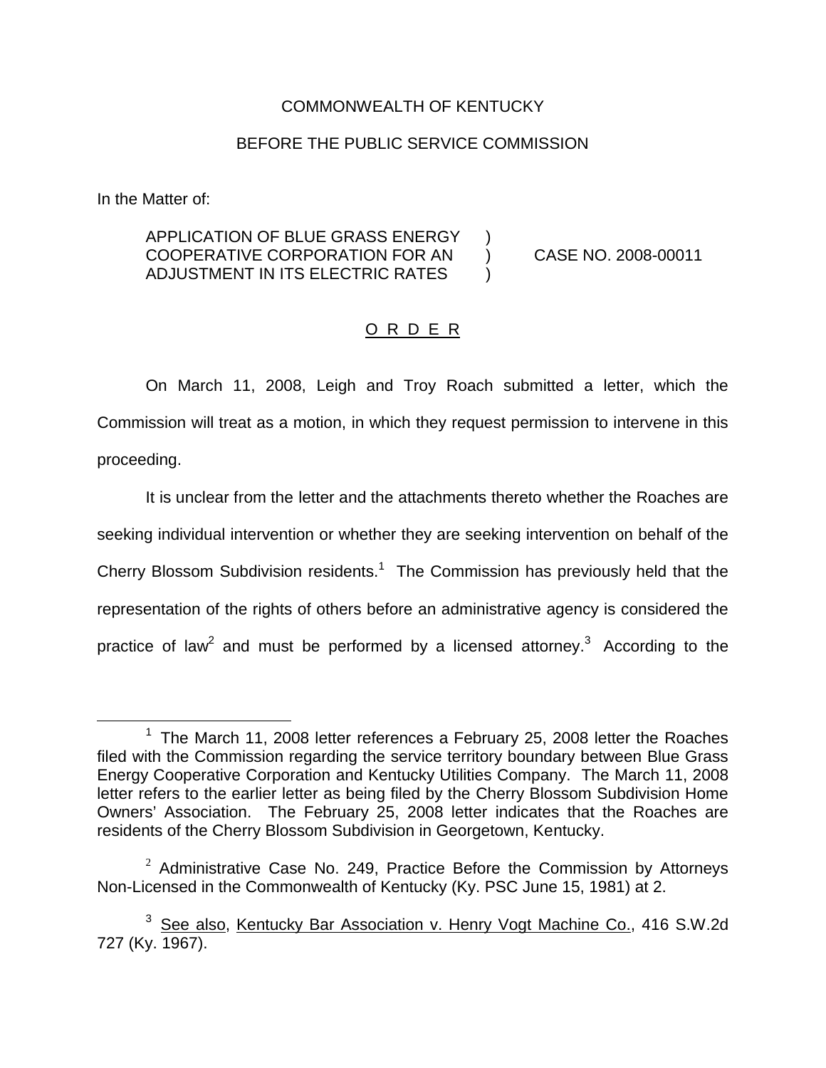COMMONWEALTH OF KENTUCKY

BEFORE THE PUBLIC SERVICE COMMISSION

In the Matter of:

APPLICATION OF BLUE GRASS ENERGY COOPERATIVE CORPORATION FOR AN ADJUSTMENT IN ITS ELECTRIC RATES ) ) ) CASE NO. 2008-00011

O R D E R

On March 11, 2008, Leigh and Troy Roach submitted a letter, which the Commission will treat as a motion, in which they request permission to intervene in this proceeding.

It is unclear from the letter and the attachments thereto whether the Roaches are seeking individual intervention or whether they are seeking intervention on behalf of the Cherry Blossom Subdivision residents.[1] The Commission has previously held that the representation of the rights of others before an administrative agency is considered the practice of law[2] and must be performed by a licensed attorney.[3] According to the

---

[1] The March 11, 2008 letter references a February 25, 2008 letter the Roaches filed with the Commission regarding the service territory boundary between Blue Grass Energy Cooperative Corporation and Kentucky Utilities Company. The March 11, 2008 letter refers to the earlier letter as being filed by the Cherry Blossom Subdivision Home Owners' Association. The February 25, 2008 letter indicates that the Roaches are residents of the Cherry Blossom Subdivision in Georgetown, Kentucky.

[2] Administrative Case No. 249, Practice Before the Commission by Attorneys Non-Licensed in the Commonwealth of Kentucky (Ky. PSC June 15, 1981) at 2.

[3] See also, Kentucky Bar Association v. Henry Vogt Machine Co., 416 S.W.2d 727 (Ky. 1967).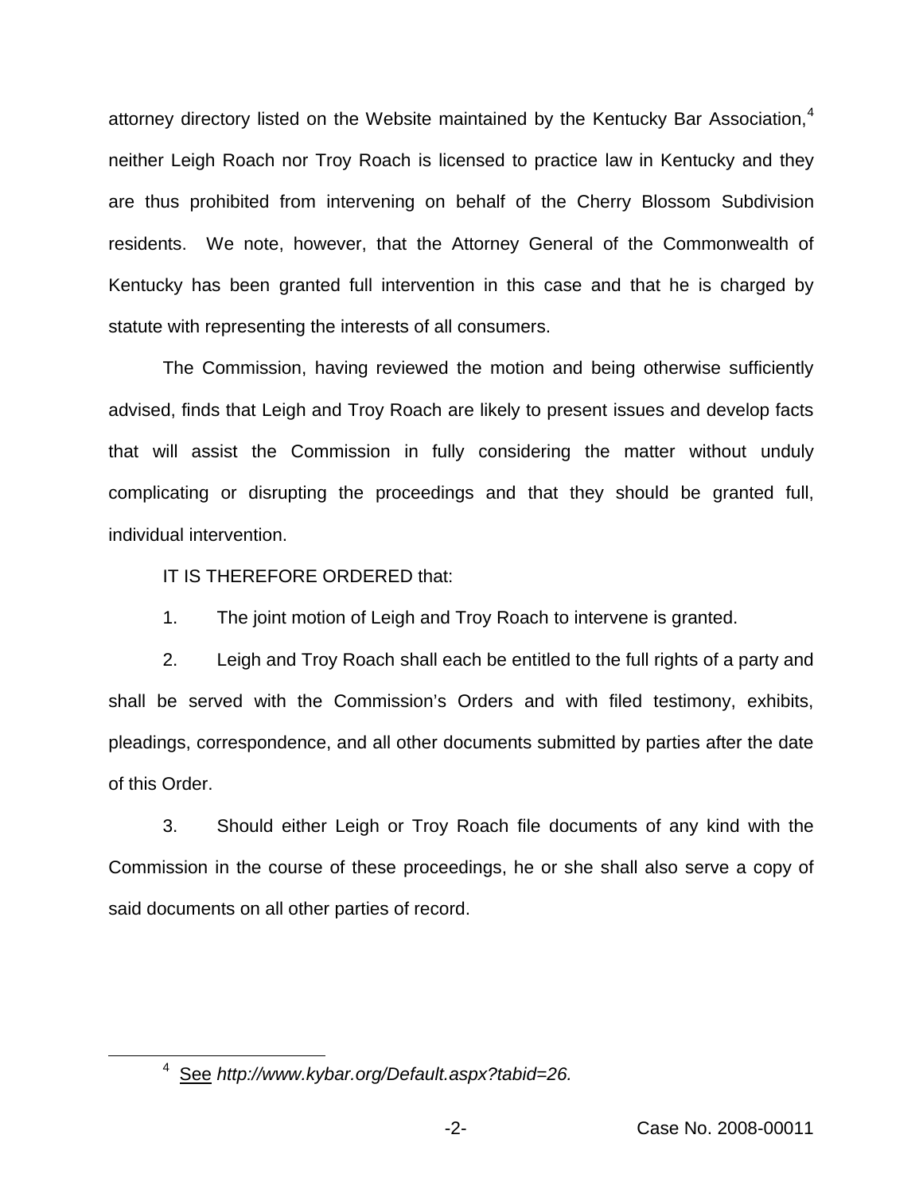attorney directory listed on the Website maintained by the Kentucky Bar Association,[4] neither Leigh Roach nor Troy Roach is licensed to practice law in Kentucky and they are thus prohibited from intervening on behalf of the Cherry Blossom Subdivision residents. We note, however, that the Attorney General of the Commonwealth of Kentucky has been granted full intervention in this case and that he is charged by statute with representing the interests of all consumers.

The Commission, having reviewed the motion and being otherwise sufficiently advised, finds that Leigh and Troy Roach are likely to present issues and develop facts that will assist the Commission in fully considering the matter without unduly complicating or disrupting the proceedings and that they should be granted full, individual intervention.

IT IS THEREFORE ORDERED that:

1. The joint motion of Leigh and Troy Roach to intervene is granted.

2. Leigh and Troy Roach shall each be entitled to the full rights of a party and shall be served with the Commission's Orders and with filed testimony, exhibits, pleadings, correspondence, and all other documents submitted by parties after the date of this Order.

3. Should either Leigh or Troy Roach file documents of any kind with the Commission in the course of these proceedings, he or she shall also serve a copy of said documents on all other parties of record.

---

[4] See *http://www.kybar.org/Default.aspx?tabid=26.*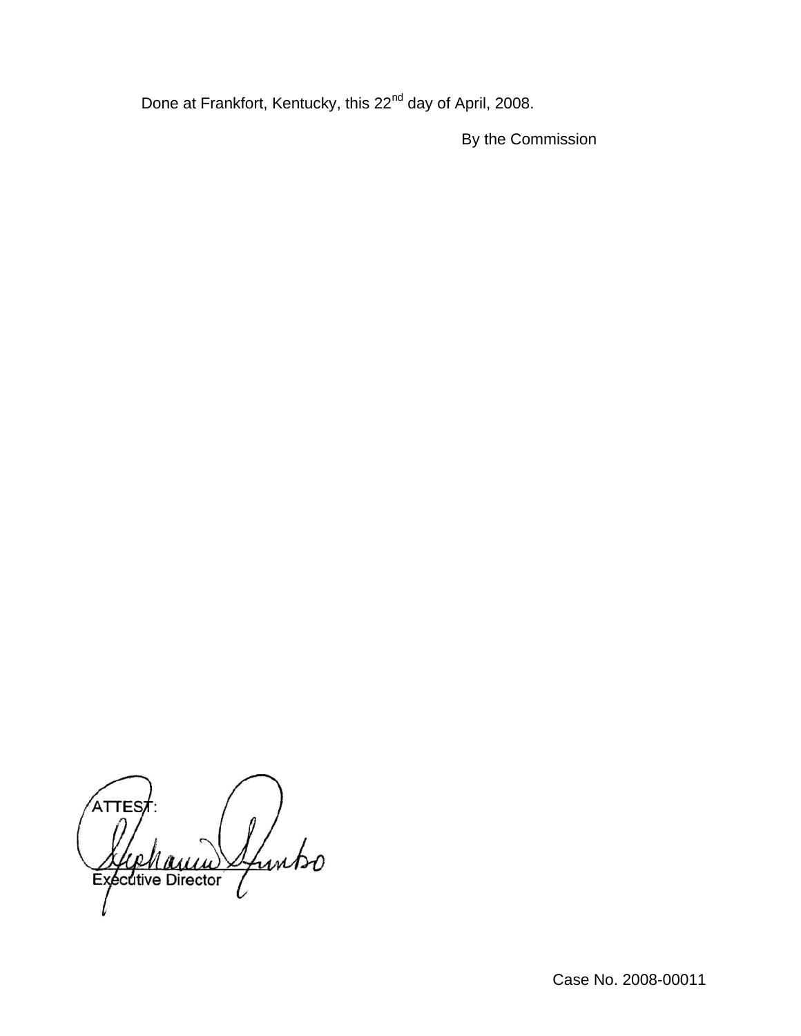Done at Frankfort, Kentucky, this 22nd day of April, 2008.

By the Commission

ATTEST:

Executive Director

Case No. 2008-00011